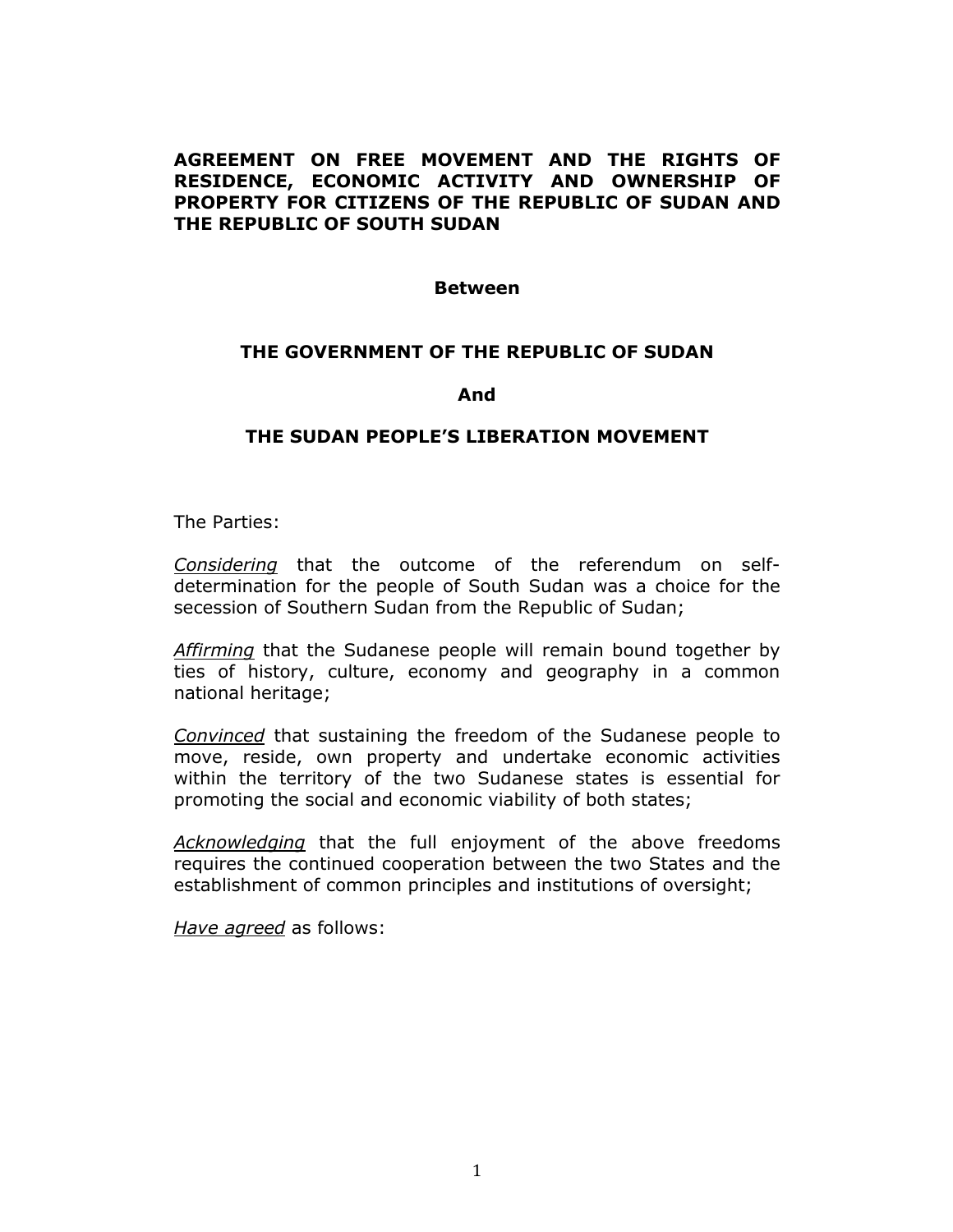# AGREEMENT ON FREE MOVEMENT AND THE RIGHTS OF RESIDENCE, ECONOMIC ACTIVITY AND OWNERSHIP OF PROPERTY FOR CITIZENS OF THE REPUBLIC OF SUDAN AND THE REPUBLIC OF SOUTH SUDAN

**Between**

**THE GOVERNMENT OF THE REPUBLIC OF SUDAN**

**And**

**THE SUDAN PEOPLE'S LIBERATION MOVEMENT**

The Parties:

*Considering* that the outcome of the referendum on self-determination for the people of South Sudan was a choice for the secession of Southern Sudan from the Republic of Sudan;

*Affirming* that the Sudanese people will remain bound together by ties of history, culture, economy and geography in a common national heritage;

*Convinced* that sustaining the freedom of the Sudanese people to move, reside, own property and undertake economic activities within the territory of the two Sudanese states is essential for promoting the social and economic viability of both states;

*Acknowledging* that the full enjoyment of the above freedoms requires the continued cooperation between the two States and the establishment of common principles and institutions of oversight;

*Have agreed* as follows: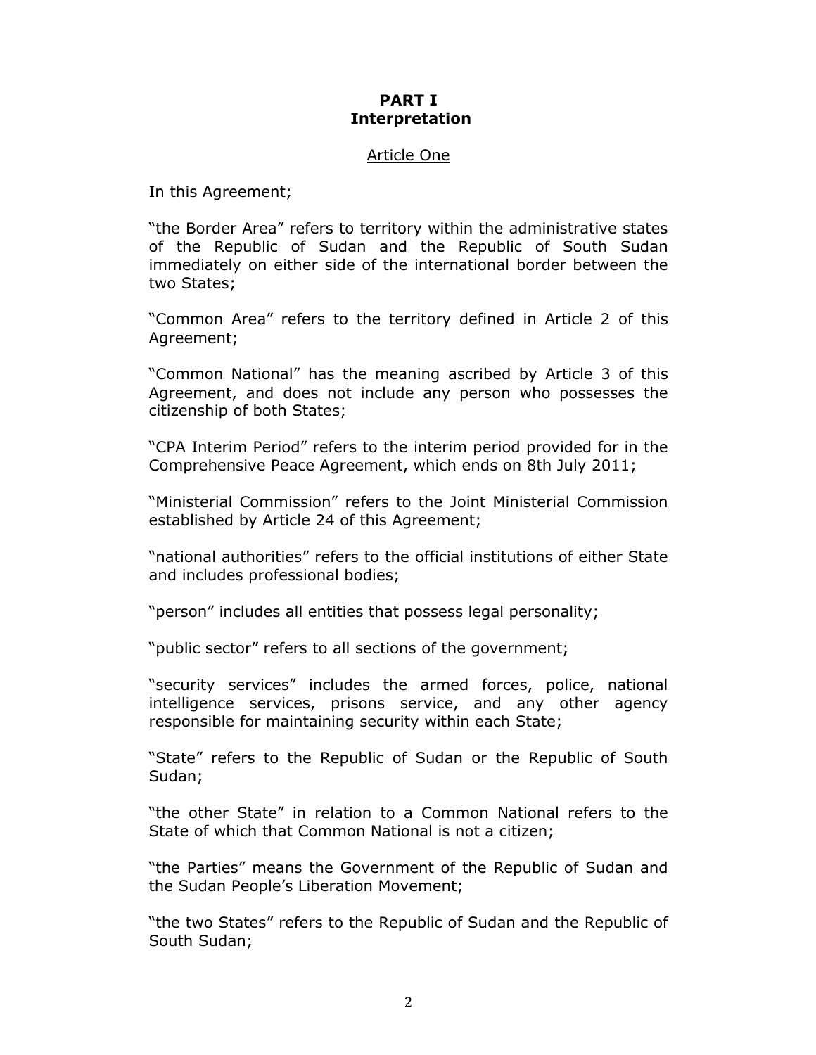## PART I
## Interpretation

Article One

In this Agreement;

"the Border Area" refers to territory within the administrative states of the Republic of Sudan and the Republic of South Sudan immediately on either side of the international border between the two States;

"Common Area" refers to the territory defined in Article 2 of this Agreement;

"Common National" has the meaning ascribed by Article 3 of this Agreement, and does not include any person who possesses the citizenship of both States;

"CPA Interim Period" refers to the interim period provided for in the Comprehensive Peace Agreement, which ends on 8th July 2011;

"Ministerial Commission" refers to the Joint Ministerial Commission established by Article 24 of this Agreement;

"national authorities" refers to the official institutions of either State and includes professional bodies;

"person" includes all entities that possess legal personality;

"public sector" refers to all sections of the government;

"security services" includes the armed forces, police, national intelligence services, prisons service, and any other agency responsible for maintaining security within each State;

"State" refers to the Republic of Sudan or the Republic of South Sudan;

"the other State" in relation to a Common National refers to the State of which that Common National is not a citizen;

"the Parties" means the Government of the Republic of Sudan and the Sudan People's Liberation Movement;

"the two States" refers to the Republic of Sudan and the Republic of South Sudan;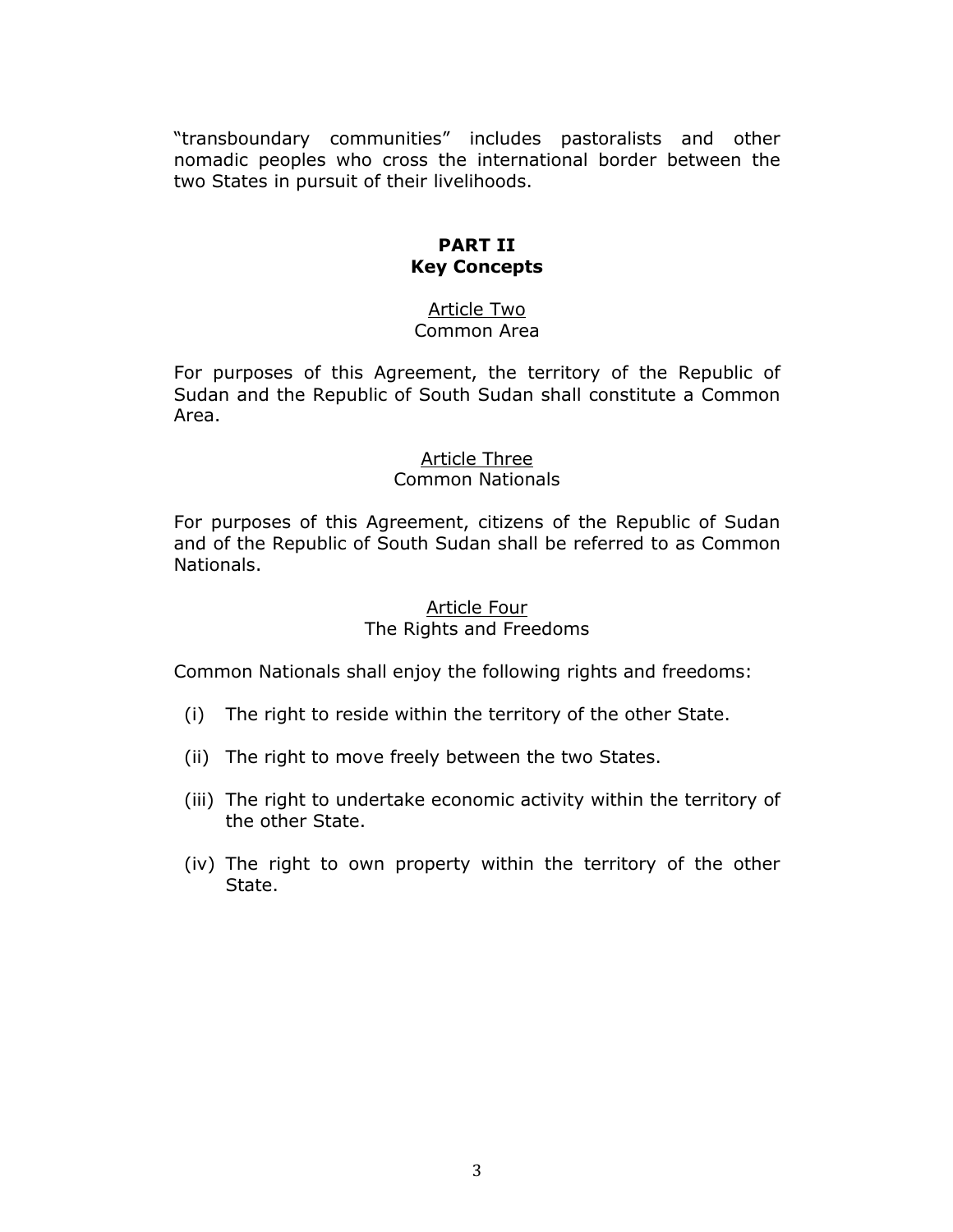“transboundary communities” includes pastoralists and other nomadic peoples who cross the international border between the two States in pursuit of their livelihoods.

## PART II
## Key Concepts

### Article Two
Common Area

For purposes of this Agreement, the territory of the Republic of Sudan and the Republic of South Sudan shall constitute a Common Area.

### Article Three
Common Nationals

For purposes of this Agreement, citizens of the Republic of Sudan and of the Republic of South Sudan shall be referred to as Common Nationals.

### Article Four
The Rights and Freedoms

Common Nationals shall enjoy the following rights and freedoms:

(i) The right to reside within the territory of the other State.

(ii) The right to move freely between the two States.

(iii) The right to undertake economic activity within the territory of the other State.

(iv) The right to own property within the territory of the other State.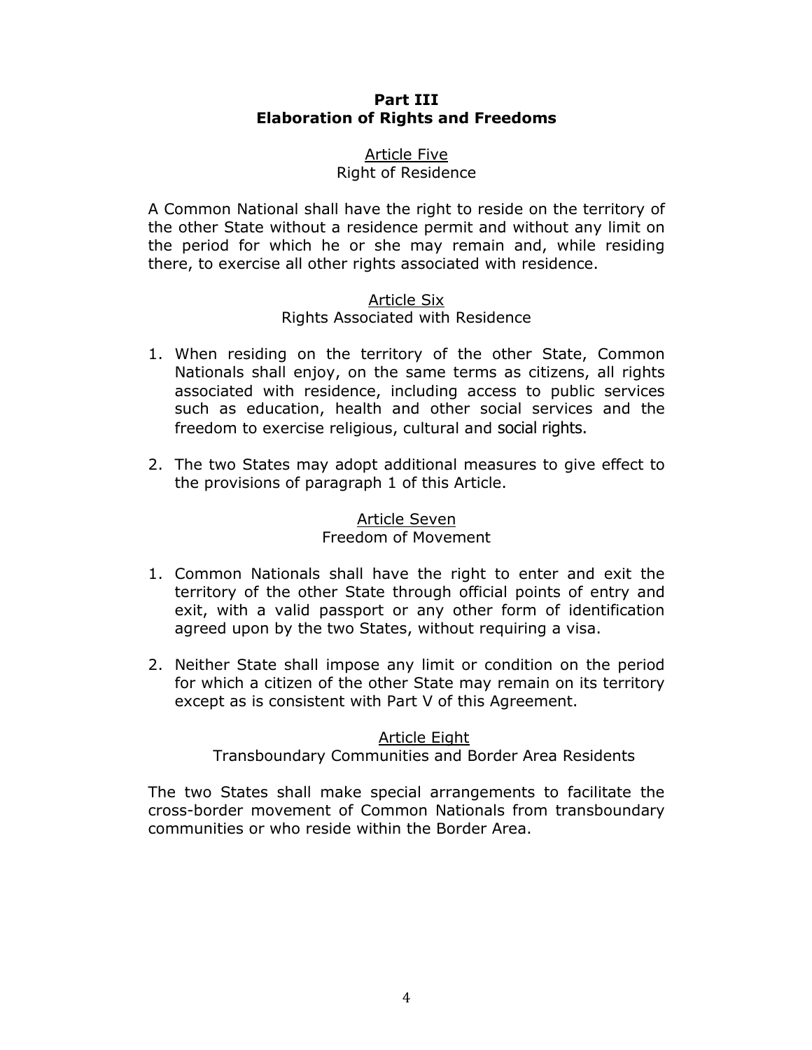## Part III
## Elaboration of Rights and Freedoms

### Article Five
Right of Residence

A Common National shall have the right to reside on the territory of the other State without a residence permit and without any limit on the period for which he or she may remain and, while residing there, to exercise all other rights associated with residence.

### Article Six
Rights Associated with Residence

1. When residing on the territory of the other State, Common Nationals shall enjoy, on the same terms as citizens, all rights associated with residence, including access to public services such as education, health and other social services and the freedom to exercise religious, cultural and social rights.

2. The two States may adopt additional measures to give effect to the provisions of paragraph 1 of this Article.

### Article Seven
Freedom of Movement

1. Common Nationals shall have the right to enter and exit the territory of the other State through official points of entry and exit, with a valid passport or any other form of identification agreed upon by the two States, without requiring a visa.

2. Neither State shall impose any limit or condition on the period for which a citizen of the other State may remain on its territory except as is consistent with Part V of this Agreement.

### Article Eight
Transboundary Communities and Border Area Residents

The two States shall make special arrangements to facilitate the cross-border movement of Common Nationals from transboundary communities or who reside within the Border Area.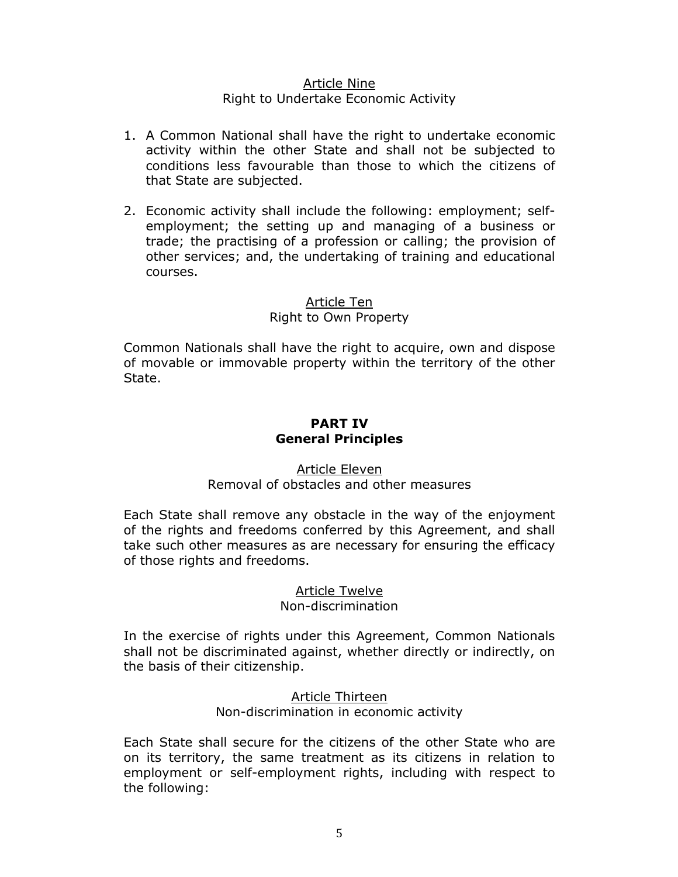<u>Article Nine</u>
Right to Undertake Economic Activity

1. A Common National shall have the right to undertake economic activity within the other State and shall not be subjected to conditions less favourable than those to which the citizens of that State are subjected.

2. Economic activity shall include the following: employment; self-employment; the setting up and managing of a business or trade; the practising of a profession or calling; the provision of other services; and, the undertaking of training and educational courses.

<u>Article Ten</u>
Right to Own Property

Common Nationals shall have the right to acquire, own and dispose of movable or immovable property within the territory of the other State.

## PART IV
## General Principles

<u>Article Eleven</u>
Removal of obstacles and other measures

Each State shall remove any obstacle in the way of the enjoyment of the rights and freedoms conferred by this Agreement, and shall take such other measures as are necessary for ensuring the efficacy of those rights and freedoms.

<u>Article Twelve</u>
Non-discrimination

In the exercise of rights under this Agreement, Common Nationals shall not be discriminated against, whether directly or indirectly, on the basis of their citizenship.

<u>Article Thirteen</u>
Non-discrimination in economic activity

Each State shall secure for the citizens of the other State who are on its territory, the same treatment as its citizens in relation to employment or self-employment rights, including with respect to the following: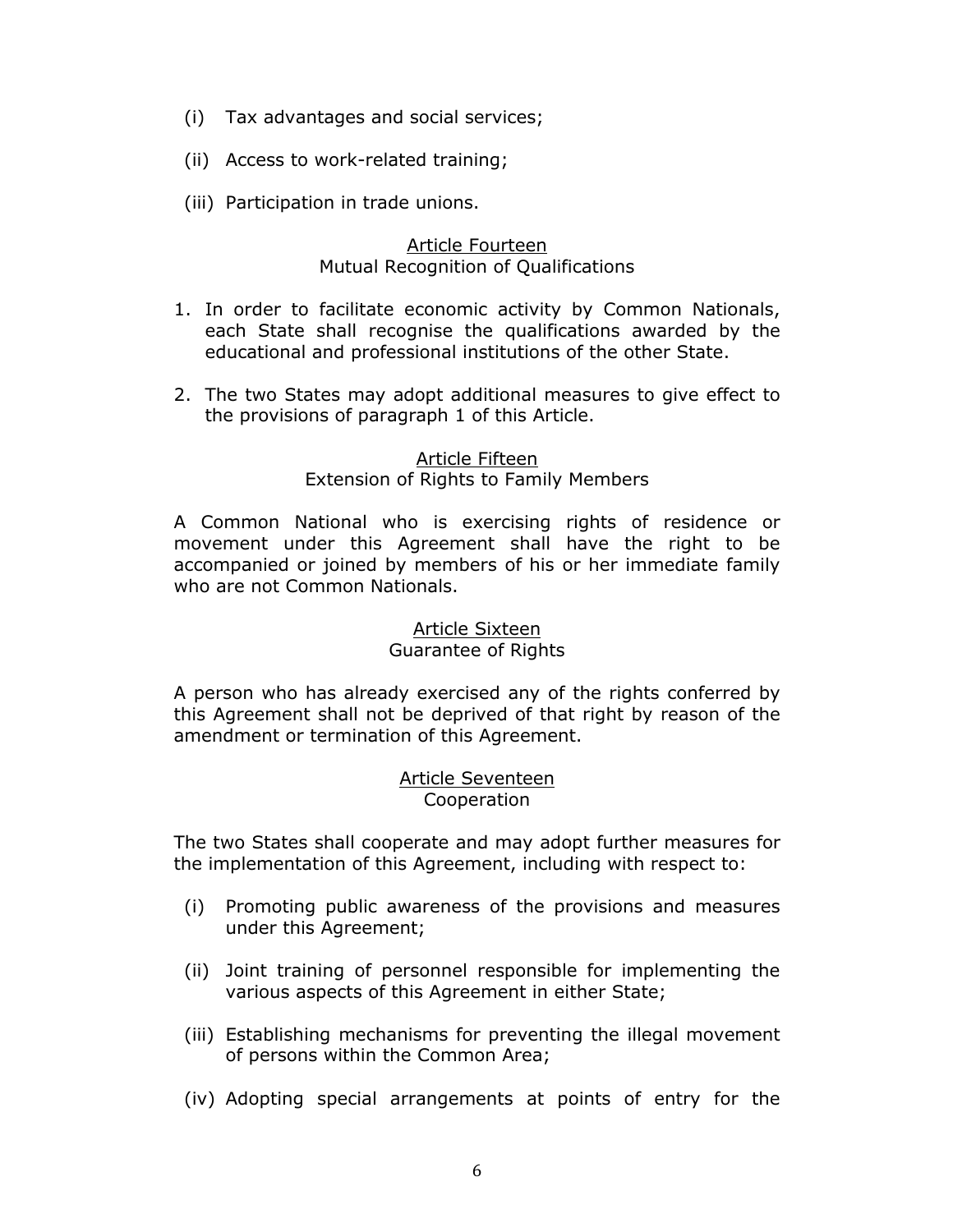(i) Tax advantages and social services;

(ii) Access to work-related training;

(iii) Participation in trade unions.

## Article Fourteen
### Mutual Recognition of Qualifications

1. In order to facilitate economic activity by Common Nationals, each State shall recognise the qualifications awarded by the educational and professional institutions of the other State.

2. The two States may adopt additional measures to give effect to the provisions of paragraph 1 of this Article.

## Article Fifteen
### Extension of Rights to Family Members

A Common National who is exercising rights of residence or movement under this Agreement shall have the right to be accompanied or joined by members of his or her immediate family who are not Common Nationals.

## Article Sixteen
### Guarantee of Rights

A person who has already exercised any of the rights conferred by this Agreement shall not be deprived of that right by reason of the amendment or termination of this Agreement.

## Article Seventeen
### Cooperation

The two States shall cooperate and may adopt further measures for the implementation of this Agreement, including with respect to:

(i) Promoting public awareness of the provisions and measures under this Agreement;

(ii) Joint training of personnel responsible for implementing the various aspects of this Agreement in either State;

(iii) Establishing mechanisms for preventing the illegal movement of persons within the Common Area;

(iv) Adopting special arrangements at points of entry for the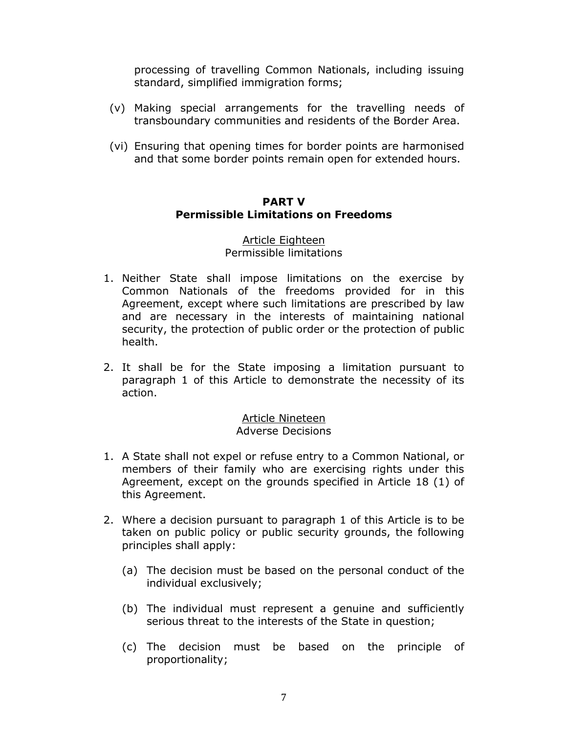processing of travelling Common Nationals, including issuing standard, simplified immigration forms;

(v) Making special arrangements for the travelling needs of transboundary communities and residents of the Border Area.

(vi) Ensuring that opening times for border points are harmonised and that some border points remain open for extended hours.

## PART V
## Permissible Limitations on Freedoms

### Article Eighteen
Permissible limitations

1. Neither State shall impose limitations on the exercise by Common Nationals of the freedoms provided for in this Agreement, except where such limitations are prescribed by law and are necessary in the interests of maintaining national security, the protection of public order or the protection of public health.

2. It shall be for the State imposing a limitation pursuant to paragraph 1 of this Article to demonstrate the necessity of its action.

### Article Nineteen
Adverse Decisions

1. A State shall not expel or refuse entry to a Common National, or members of their family who are exercising rights under this Agreement, except on the grounds specified in Article 18 (1) of this Agreement.

2. Where a decision pursuant to paragraph 1 of this Article is to be taken on public policy or public security grounds, the following principles shall apply:

   (a) The decision must be based on the personal conduct of the individual exclusively;

   (b) The individual must represent a genuine and sufficiently serious threat to the interests of the State in question;

   (c) The decision must be based on the principle of proportionality;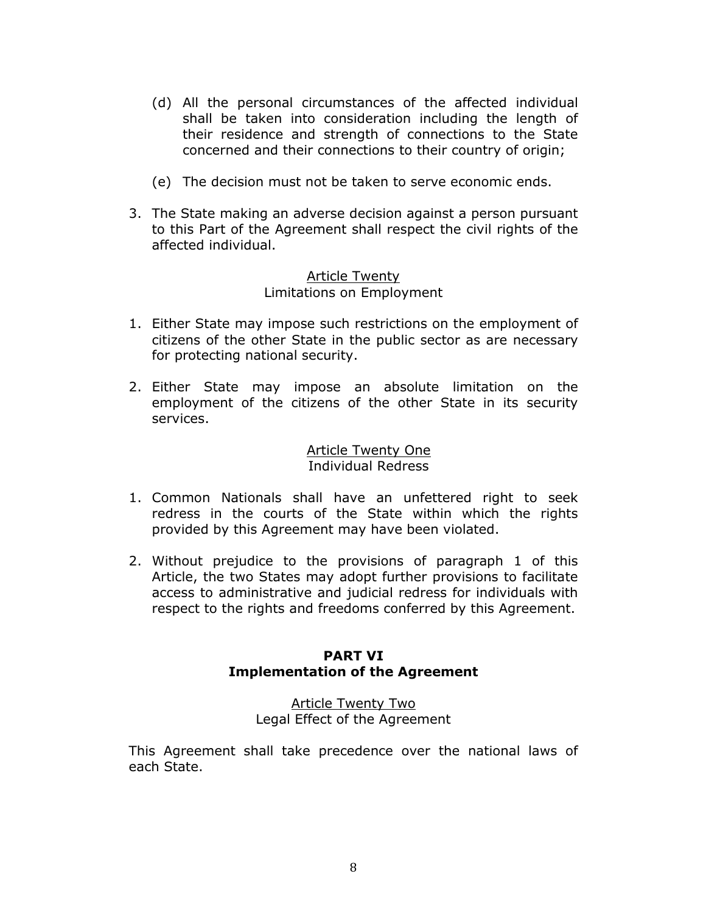(d) All the personal circumstances of the affected individual shall be taken into consideration including the length of their residence and strength of connections to the State concerned and their connections to their country of origin;

(e) The decision must not be taken to serve economic ends.

3. The State making an adverse decision against a person pursuant to this Part of the Agreement shall respect the civil rights of the affected individual.

<u>Article Twenty</u>
Limitations on Employment

1. Either State may impose such restrictions on the employment of citizens of the other State in the public sector as are necessary for protecting national security.

2. Either State may impose an absolute limitation on the employment of the citizens of the other State in its security services.

<u>Article Twenty One</u>
Individual Redress

1. Common Nationals shall have an unfettered right to seek redress in the courts of the State within which the rights provided by this Agreement may have been violated.

2. Without prejudice to the provisions of paragraph 1 of this Article, the two States may adopt further provisions to facilitate access to administrative and judicial redress for individuals with respect to the rights and freedoms conferred by this Agreement.

## PART VI
## Implementation of the Agreement

<u>Article Twenty Two</u>
Legal Effect of the Agreement

This Agreement shall take precedence over the national laws of each State.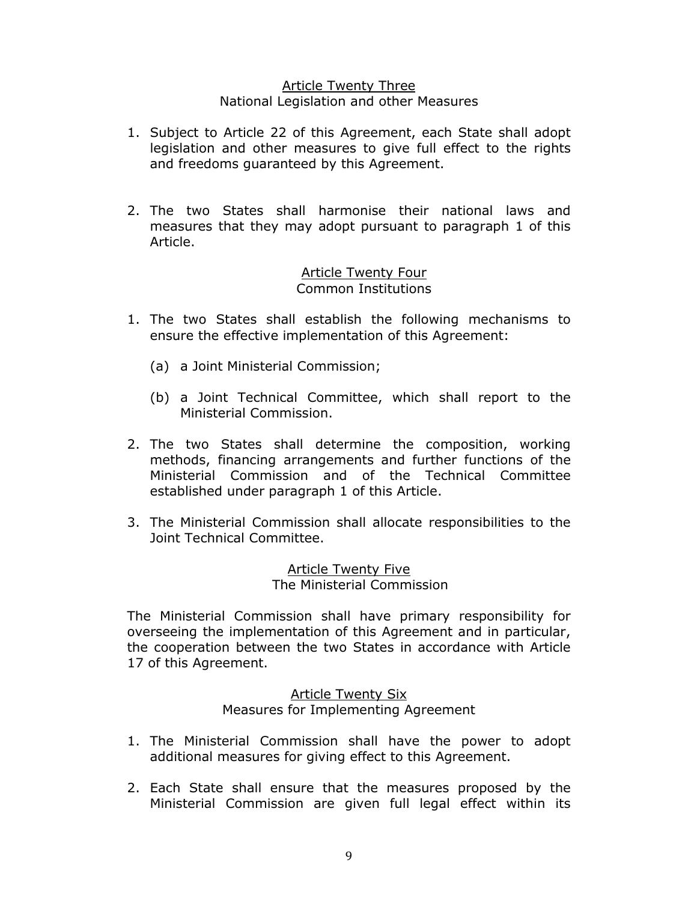## Article Twenty Three
National Legislation and other Measures

1. Subject to Article 22 of this Agreement, each State shall adopt legislation and other measures to give full effect to the rights and freedoms guaranteed by this Agreement.

2. The two States shall harmonise their national laws and measures that they may adopt pursuant to paragraph 1 of this Article.

## Article Twenty Four
Common Institutions

1. The two States shall establish the following mechanisms to ensure the effective implementation of this Agreement:

   (a) a Joint Ministerial Commission;

   (b) a Joint Technical Committee, which shall report to the Ministerial Commission.

2. The two States shall determine the composition, working methods, financing arrangements and further functions of the Ministerial Commission and of the Technical Committee established under paragraph 1 of this Article.

3. The Ministerial Commission shall allocate responsibilities to the Joint Technical Committee.

## Article Twenty Five
The Ministerial Commission

The Ministerial Commission shall have primary responsibility for overseeing the implementation of this Agreement and in particular, the cooperation between the two States in accordance with Article 17 of this Agreement.

## Article Twenty Six
Measures for Implementing Agreement

1. The Ministerial Commission shall have the power to adopt additional measures for giving effect to this Agreement.

2. Each State shall ensure that the measures proposed by the Ministerial Commission are given full legal effect within its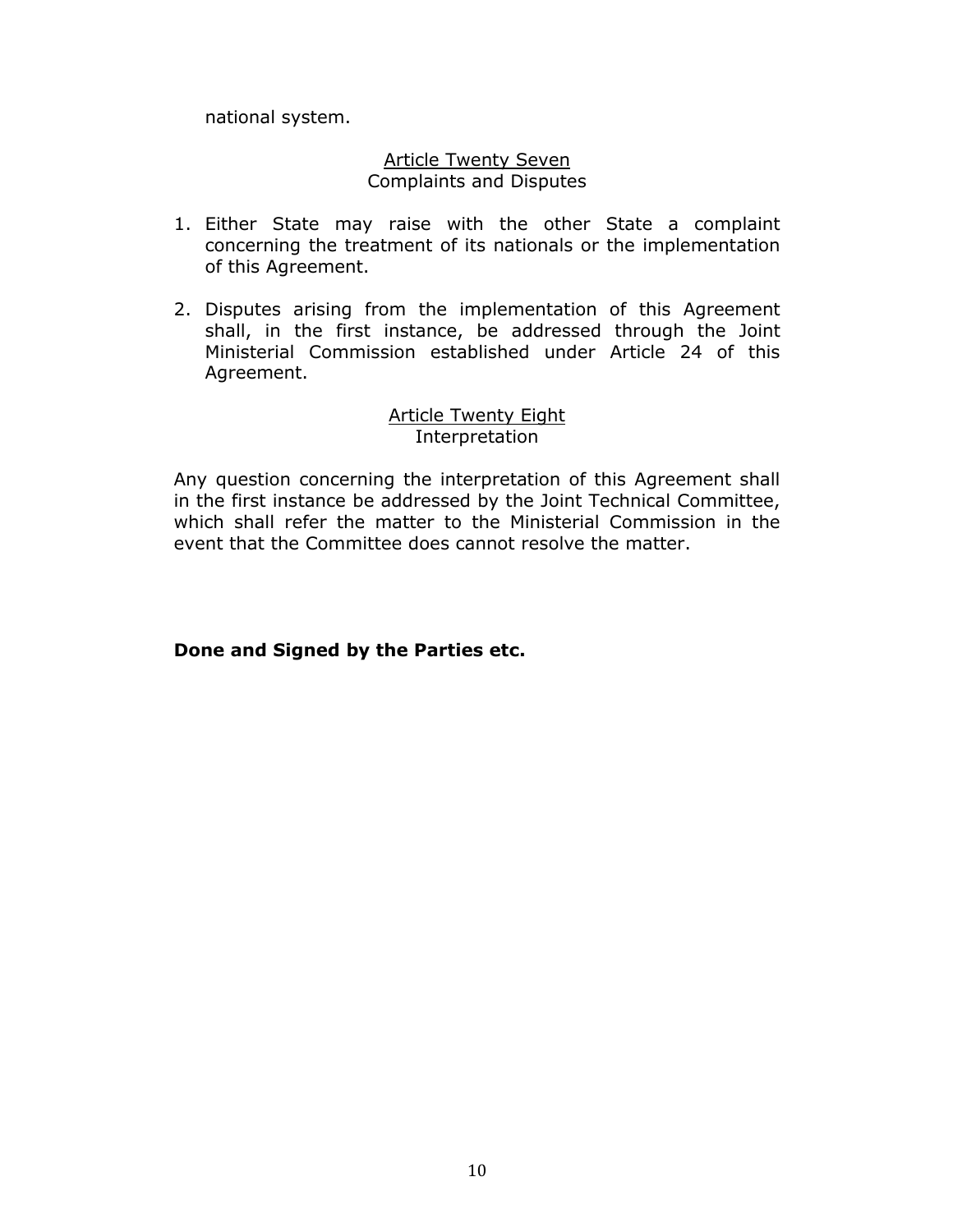national system.

## Article Twenty Seven
Complaints and Disputes

1. Either State may raise with the other State a complaint concerning the treatment of its nationals or the implementation of this Agreement.

2. Disputes arising from the implementation of this Agreement shall, in the first instance, be addressed through the Joint Ministerial Commission established under Article 24 of this Agreement.

## Article Twenty Eight
Interpretation

Any question concerning the interpretation of this Agreement shall in the first instance be addressed by the Joint Technical Committee, which shall refer the matter to the Ministerial Commission in the event that the Committee does cannot resolve the matter.

**Done and Signed by the Parties etc.**